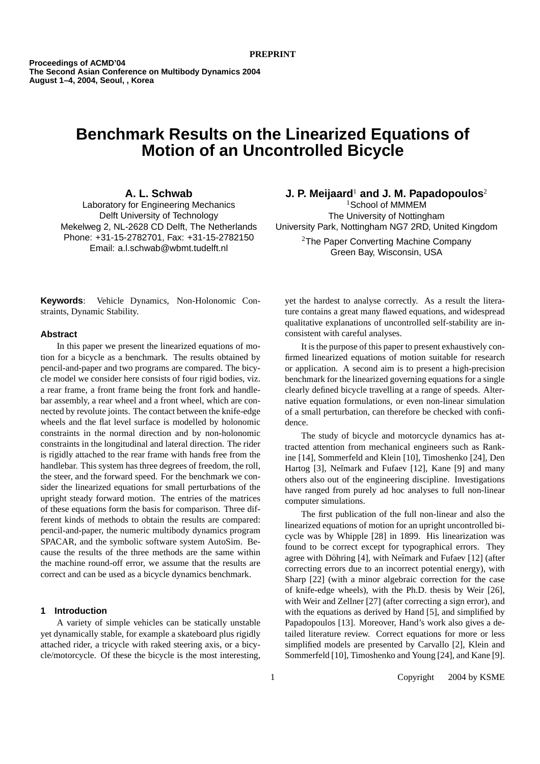**PREPRINT**

**Proceedings of ACMD'04**
**The Second Asian Conference on Multibody Dynamics 2004**
**August 1–4, 2004, Seoul, , Korea**

# Benchmark Results on the Linearized Equations of Motion of an Uncontrolled Bicycle

**A. L. Schwab**
Laboratory for Engineering Mechanics
Delft University of Technology
Mekelweg 2, NL-2628 CD Delft, The Netherlands
Phone: +31-15-2782701, Fax: +31-15-2782150
Email: a.l.schwab@wbmt.tudelft.nl

**J. P. Meijaard[1] and J. M. Papadopoulos[2]**
[1]School of MMMEM
The University of Nottingham
University Park, Nottingham NG7 2RD, United Kingdom
[2]The Paper Converting Machine Company
Green Bay, Wisconsin, USA

**Keywords**: Vehicle Dynamics, Non-Holonomic Constraints, Dynamic Stability.

### Abstract

In this paper we present the linearized equations of motion for a bicycle as a benchmark. The results obtained by pencil-and-paper and two programs are compared. The bicycle model we consider here consists of four rigid bodies, viz. a rear frame, a front frame being the front fork and handlebar assembly, a rear wheel and a front wheel, which are connected by revolute joints. The contact between the knife-edge wheels and the flat level surface is modelled by holonomic constraints in the normal direction and by non-holonomic constraints in the longitudinal and lateral direction. The rider is rigidly attached to the rear frame with hands free from the handlebar. This system has three degrees of freedom, the roll, the steer, and the forward speed. For the benchmark we consider the linearized equations for small perturbations of the upright steady forward motion. The entries of the matrices of these equations form the basis for comparison. Three different kinds of methods to obtain the results are compared: pencil-and-paper, the numeric multibody dynamics program SPACAR, and the symbolic software system AutoSim. Because the results of the three methods are the same within the machine round-off error, we assume that the results are correct and can be used as a bicycle dynamics benchmark.

## 1 Introduction

A variety of simple vehicles can be statically unstable yet dynamically stable, for example a skateboard plus rigidly attached rider, a tricycle with raked steering axis, or a bicycle/motorcycle. Of these the bicycle is the most interesting, yet the hardest to analyse correctly. As a result the literature contains a great many flawed equations, and widespread qualitative explanations of uncontrolled self-stability are inconsistent with careful analyses.

It is the purpose of this paper to present exhaustively confirmed linearized equations of motion suitable for research or application. A second aim is to present a high-precision benchmark for the linearized governing equations for a single clearly defined bicycle travelling at a range of speeds. Alternative equation formulations, or even non-linear simulation of a small perturbation, can therefore be checked with confidence.

The study of bicycle and motorcycle dynamics has attracted attention from mechanical engineers such as Rankine [14], Sommerfeld and Klein [10], Timoshenko [24], Den Hartog [3], Neĭmark and Fufaev [12], Kane [9] and many others also out of the engineering discipline. Investigations have ranged from purely ad hoc analyses to full non-linear computer simulations.

The first publication of the full non-linear and also the linearized equations of motion for an upright uncontrolled bicycle was by Whipple [28] in 1899. His linearization was found to be correct except for typographical errors. They agree with Döhring [4], with Neĭmark and Fufaev [12] (after correcting errors due to an incorrect potential energy), with Sharp [22] (with a minor algebraic correction for the case of knife-edge wheels), with the Ph.D. thesis by Weir [26], with Weir and Zellner [27] (after correcting a sign error), and with the equations as derived by Hand [5], and simplified by Papadopoulos [13]. Moreover, Hand's work also gives a detailed literature review. Correct equations for more or less simplified models are presented by Carvallo [2], Klein and Sommerfeld [10], Timoshenko and Young [24], and Kane [9].

Copyright 2004 by KSME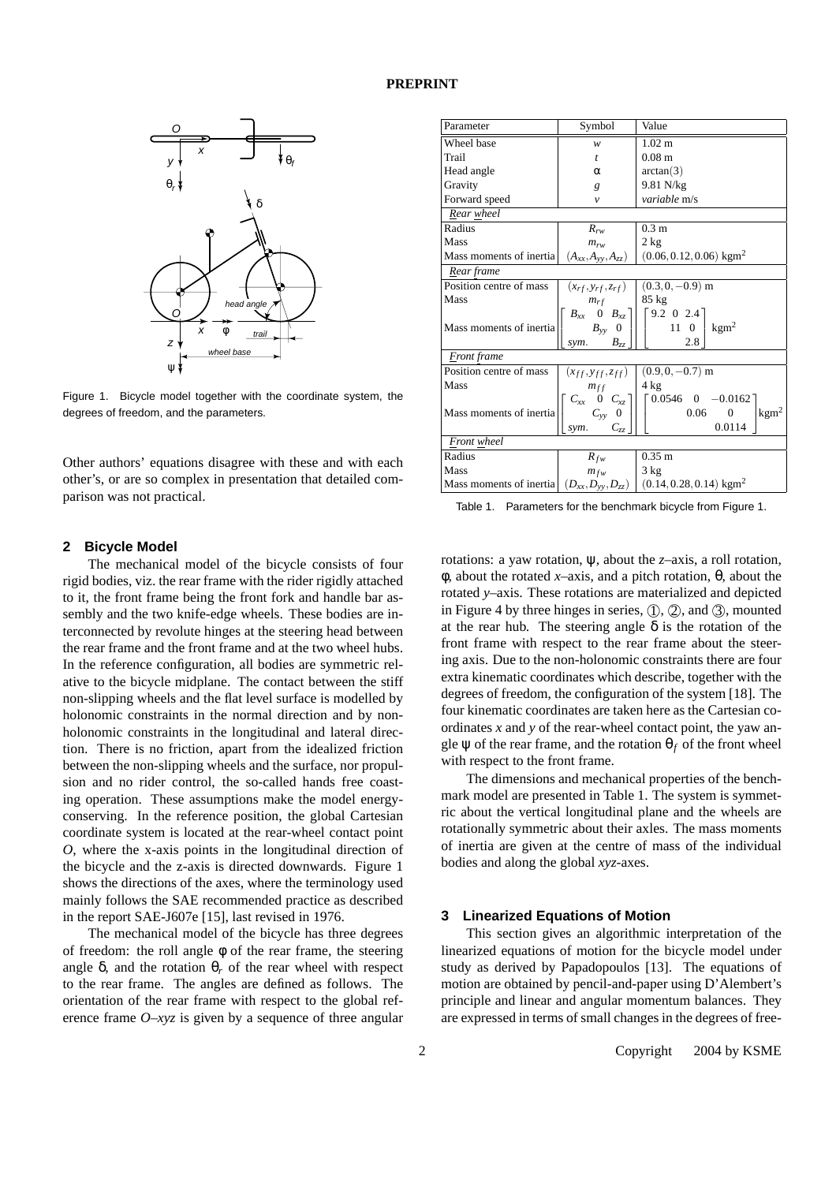Figure 1. Bicycle model together with the coordinate system, the degrees of freedom, and the parameters.

Other authors' equations disagree with these and with each other's, or are so complex in presentation that detailed comparison was not practical.

## 2 Bicycle Model

The mechanical model of the bicycle consists of four rigid bodies, viz. the rear frame with the rider rigidly attached to it, the front frame being the front fork and handle bar assembly and the two knife-edge wheels. These bodies are interconnected by revolute hinges at the steering head between the rear frame and the front frame and at the two wheel hubs. In the reference configuration, all bodies are symmetric relative to the bicycle midplane. The contact between the stiff non-slipping wheels and the flat level surface is modelled by holonomic constraints in the normal direction and by non-holonomic constraints in the longitudinal and lateral direction. There is no friction, apart from the idealized friction between the non-slipping wheels and the surface, nor propulsion and no rider control, the so-called hands free coasting operation. These assumptions make the model energy-conserving. In the reference position, the global Cartesian coordinate system is located at the rear-wheel contact point $O$, where the x-axis points in the longitudinal direction of the bicycle and the z-axis is directed downwards. Figure 1 shows the directions of the axes, where the terminology used mainly follows the SAE recommended practice as described in the report SAE-J607e [15], last revised in 1976.

The mechanical model of the bicycle has three degrees of freedom: the roll angle $\phi$ of the rear frame, the steering angle $\delta$, and the rotation $\theta_r$ of the rear wheel with respect to the rear frame. The angles are defined as follows. The orientation of the rear frame with respect to the global reference frame $O$–$xyz$ is given by a sequence of three angular rotations: a yaw rotation, $\psi$, about the $z$–axis, a roll rotation, $\phi$, about the rotated $x$–axis, and a pitch rotation, $\theta$, about the rotated $y$–axis. These rotations are materialized and depicted in Figure 4 by three hinges in series, ①, ②, and ③, mounted at the rear hub. The steering angle $\delta$ is the rotation of the front frame with respect to the rear frame about the steering axis. Due to the non-holonomic constraints there are four extra kinematic coordinates which describe, together with the degrees of freedom, the configuration of the system [18]. The four kinematic coordinates are taken here as the Cartesian coordinates $x$ and $y$ of the rear-wheel contact point, the yaw angle $\psi$ of the rear frame, and the rotation $\theta_f$ of the front wheel with respect to the front frame.

| Parameter | Symbol | Value |
|---|---|---|
| Wheel base | $w$ | 1.02 m |
| Trail | $t$ | 0.08 m |
| Head angle | $\alpha$ | $\arctan(3)$ |
| Gravity | $g$ | 9.81 N/kg |
| Forward speed | $v$ | *variable* m/s |
| *Rear wheel* | | |
| Radius | $R_{rw}$ | 0.3 m |
| Mass | $m_{rw}$ | 2 kg |
| Mass moments of inertia | $(A_{xx}, A_{yy}, A_{zz})$ | $(0.06, 0.12, 0.06)$ kgm$^2$ |
| *Rear frame* | | |
| Position centre of mass | $(x_{rf}, y_{rf}, z_{rf})$ | $(0.3, 0, -0.9)$ m |
| Mass | $m_{rf}$ | 85 kg |
| Mass moments of inertia | $\begin{bmatrix} B_{xx} & 0 & B_{xz} \\ & B_{yy} & 0 \\ sym. & & B_{zz} \end{bmatrix}$ | $\begin{bmatrix} 9.2 & 0 & 2.4 \\ & 11 & 0 \\ & & 2.8 \end{bmatrix}$ kgm$^2$ |
| *Front frame* | | |
| Position centre of mass | $(x_{ff}, y_{ff}, z_{ff})$ | $(0.9, 0, -0.7)$ m |
| Mass | $m_{ff}$ | 4 kg |
| Mass moments of inertia | $\begin{bmatrix} C_{xx} & 0 & C_{xz} \\ & C_{yy} & 0 \\ sym. & & C_{zz} \end{bmatrix}$ | $\begin{bmatrix} 0.0546 & 0 & -0.0162 \\ & 0.06 & 0 \\ & & 0.0114 \end{bmatrix}$ kgm$^2$ |
| *Front wheel* | | |
| Radius | $R_{fw}$ | 0.35 m |
| Mass | $m_{fw}$ | 3 kg |
| Mass moments of inertia | $(D_{xx}, D_{yy}, D_{zz})$ | $(0.14, 0.28, 0.14)$ kgm$^2$ |

Table 1. Parameters for the benchmark bicycle from Figure 1.

The dimensions and mechanical properties of the benchmark model are presented in Table 1. The system is symmetric about the vertical longitudinal plane and the wheels are rotationally symmetric about their axles. The mass moments of inertia are given at the centre of mass of the individual bodies and along the global $xyz$-axes.

## 3 Linearized Equations of Motion

This section gives an algorithmic interpretation of the linearized equations of motion for the bicycle model under study as derived by Papadopoulos [13]. The equations of motion are obtained by pencil-and-paper using D'Alembert's principle and linear and angular momentum balances. They are expressed in terms of small changes in the degrees of free-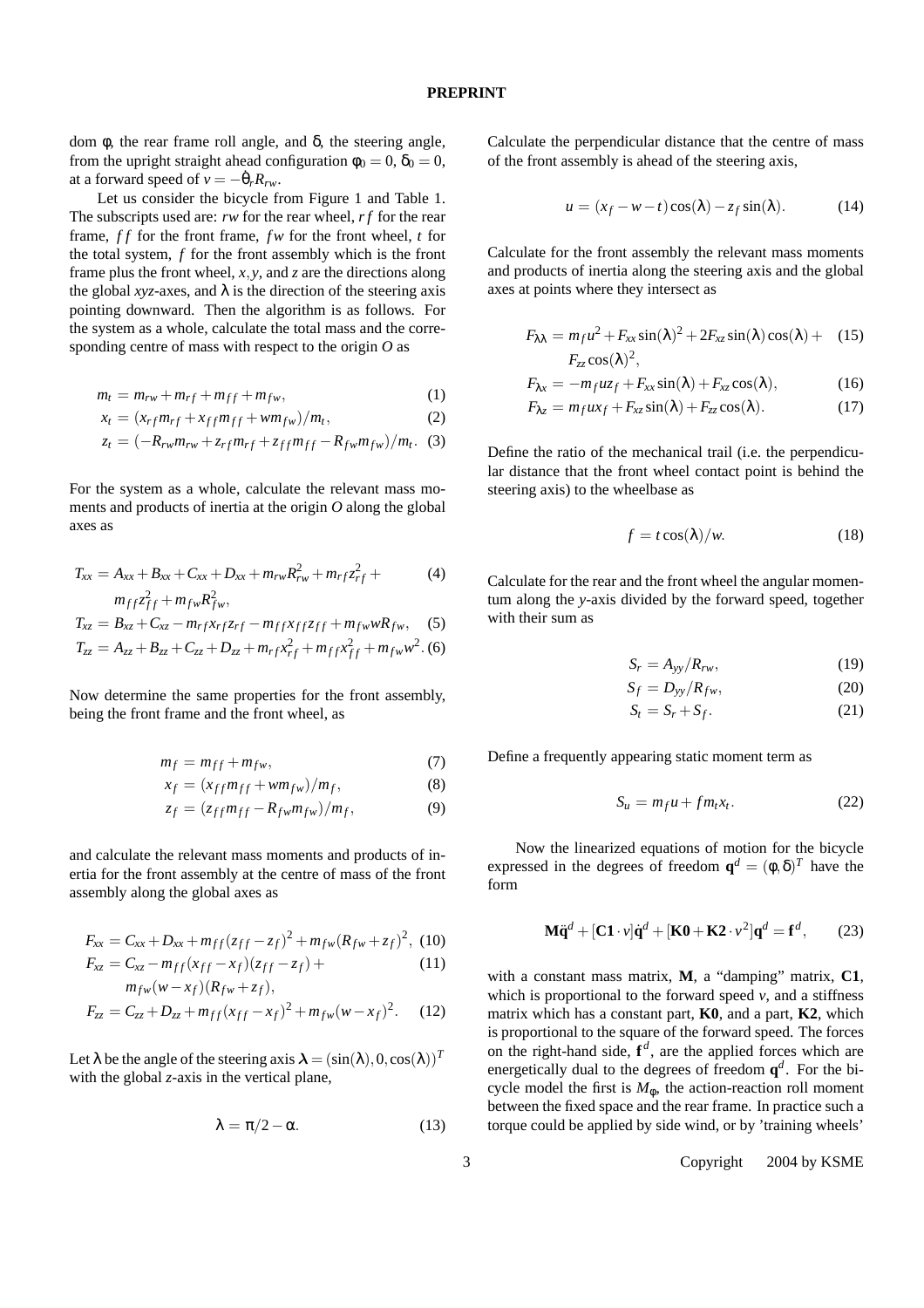dom $\phi$, the rear frame roll angle, and $\delta$, the steering angle, from the upright straight ahead configuration $\phi_0 = 0$, $\delta_0 = 0$, at a forward speed of $v = -\dot{\theta}_r R_{rw}$.

Let us consider the bicycle from Figure 1 and Table 1. The subscripts used are: $rw$ for the rear wheel, $rf$ for the rear frame, $ff$ for the front frame, $fw$ for the front wheel, $t$ for the total system, $f$ for the front assembly which is the front frame plus the front wheel, $x, y$, and $z$ are the directions along the global $xyz$-axes, and $\lambda$ is the direction of the steering axis pointing downward. Then the algorithm is as follows. For the system as a whole, calculate the total mass and the corresponding centre of mass with respect to the origin $O$ as

$$m_t = m_{rw} + m_{rf} + m_{ff} + m_{fw}, \tag{1}$$

$$x_t = (x_{rf} m_{rf} + x_{ff} m_{ff} + w m_{fw})/m_t, \tag{2}$$

$$z_t = (-R_{rw} m_{rw} + z_{rf} m_{rf} + z_{ff} m_{ff} - R_{fw} m_{fw})/m_t. \tag{3}$$

For the system as a whole, calculate the relevant mass moments and products of inertia at the origin $O$ along the global axes as

$$T_{xx} = A_{xx} + B_{xx} + C_{xx} + D_{xx} + m_{rw} R_{rw}^2 + m_{rf} z_{rf}^2 + m_{ff} z_{ff}^2 + m_{fw} R_{fw}^2, \tag{4}$$

$$T_{xz} = B_{xz} + C_{xz} - m_{rf} x_{rf} z_{rf} - m_{ff} x_{ff} z_{ff} + m_{fw} w R_{fw}, \tag{5}$$

$$T_{zz} = A_{zz} + B_{zz} + C_{zz} + D_{zz} + m_{rf} x_{rf}^2 + m_{ff} x_{ff}^2 + m_{fw} w^2. \tag{6}$$

Now determine the same properties for the front assembly, being the front frame and the front wheel, as

$$m_f = m_{ff} + m_{fw}, \tag{7}$$

$$x_f = (x_{ff} m_{ff} + w m_{fw})/m_f, \tag{8}$$

$$z_f = (z_{ff} m_{ff} - R_{fw} m_{fw})/m_f, \tag{9}$$

and calculate the relevant mass moments and products of inertia for the front assembly at the centre of mass of the front assembly along the global axes as

$$F_{xx} = C_{xx} + D_{xx} + m_{ff}(z_{ff} - z_f)^2 + m_{fw}(R_{fw} + z_f)^2, \tag{10}$$

$$F_{xz} = C_{xz} - m_{ff}(x_{ff} - x_f)(z_{ff} - z_f) + m_{fw}(w - x_f)(R_{fw} + z_f), \tag{11}$$

$$F_{zz} = C_{zz} + D_{zz} + m_{ff}(x_{ff} - x_f)^2 + m_{fw}(w - x_f)^2. \tag{12}$$

Let $\lambda$ be the angle of the steering axis $\boldsymbol{\lambda} = (\sin(\lambda), 0, \cos(\lambda))^T$ with the global $z$-axis in the vertical plane,

$$\lambda = \pi/2 - \alpha. \tag{13}$$

Calculate the perpendicular distance that the centre of mass of the front assembly is ahead of the steering axis,

$$u = (x_f - w - t)\cos(\lambda) - z_f \sin(\lambda). \tag{14}$$

Calculate for the front assembly the relevant mass moments and products of inertia along the steering axis and the global axes at points where they intersect as

$$F_{\lambda\lambda} = m_f u^2 + F_{xx}\sin(\lambda)^2 + 2F_{xz}\sin(\lambda)\cos(\lambda) + F_{zz}\cos(\lambda)^2, \tag{15}$$

$$F_{\lambda x} = -m_f u z_f + F_{xx}\sin(\lambda) + F_{xz}\cos(\lambda), \tag{16}$$

$$F_{\lambda z} = m_f u x_f + F_{xz}\sin(\lambda) + F_{zz}\cos(\lambda). \tag{17}$$

Define the ratio of the mechanical trail (i.e. the perpendicular distance that the front wheel contact point is behind the steering axis) to the wheelbase as

$$f = t\cos(\lambda)/w. \tag{18}$$

Calculate for the rear and the front wheel the angular momentum along the $y$-axis divided by the forward speed, together with their sum as

$$S_r = A_{yy}/R_{rw}, \tag{19}$$

$$S_f = D_{yy}/R_{fw}, \tag{20}$$

$$S_t = S_r + S_f. \tag{21}$$

Define a frequently appearing static moment term as

$$S_u = m_f u + f m_t x_t. \tag{22}$$

Now the linearized equations of motion for the bicycle expressed in the degrees of freedom $\mathbf{q}^d = (\phi, \delta)^T$ have the form

$$\mathbf{M}\ddot{\mathbf{q}}^d + [\mathbf{C1} \cdot v]\dot{\mathbf{q}}^d + [\mathbf{K0} + \mathbf{K2} \cdot v^2]\mathbf{q}^d = \mathbf{f}^d, \tag{23}$$

with a constant mass matrix, $\mathbf{M}$, a "damping" matrix, $\mathbf{C1}$, which is proportional to the forward speed $v$, and a stiffness matrix which has a constant part, $\mathbf{K0}$, and a part, $\mathbf{K2}$, which is proportional to the square of the forward speed. The forces on the right-hand side, $\mathbf{f}^d$, are the applied forces which are energetically dual to the degrees of freedom $\mathbf{q}^d$. For the bicycle model the first is $M_\phi$, the action-reaction roll moment between the fixed space and the rear frame. In practice such a torque could be applied by side wind, or by 'training wheels'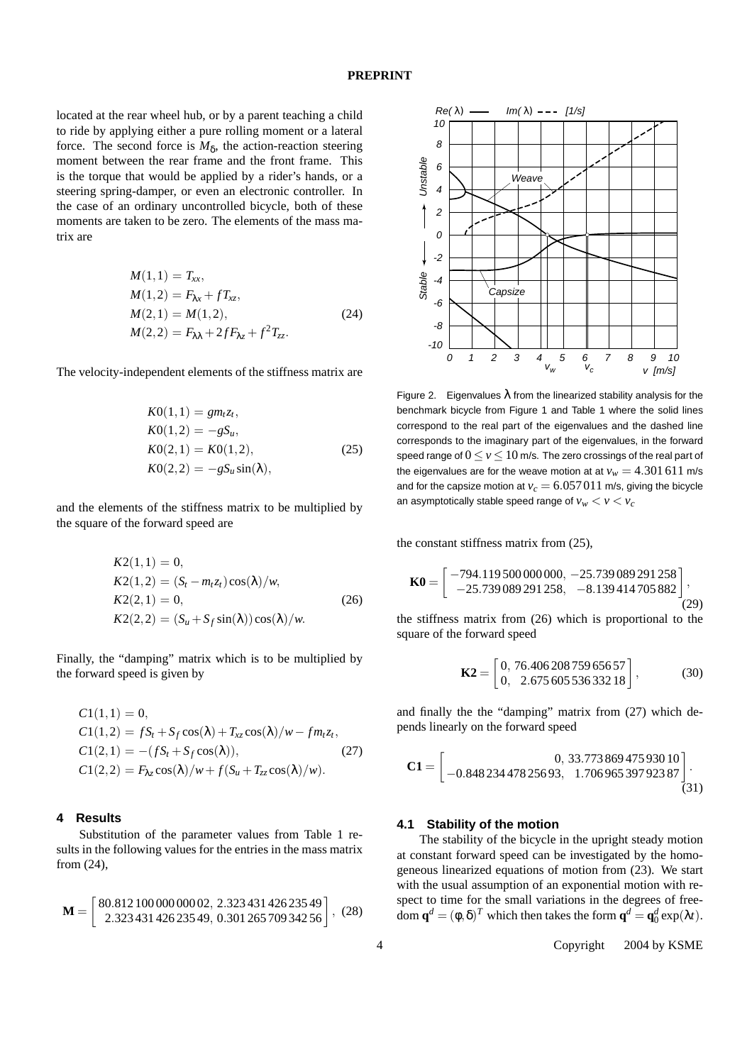located at the rear wheel hub, or by a parent teaching a child to ride by applying either a pure rolling moment or a lateral force. The second force is $M_\delta$, the action-reaction steering moment between the rear frame and the front frame. This is the torque that would be applied by a rider's hands, or a steering spring-damper, or even an electronic controller. In the case of an ordinary uncontrolled bicycle, both of these moments are taken to be zero. The elements of the mass matrix are

$$
\begin{aligned}
M(1,1) &= T_{xx}, \\
M(1,2) &= F_{\lambda x} + fT_{xz}, \\
M(2,1) &= M(1,2), \\
M(2,2) &= F_{\lambda\lambda} + 2fF_{\lambda z} + f^2 T_{zz}.
\end{aligned} \tag{24}
$$

The velocity-independent elements of the stiffness matrix are

$$
\begin{aligned}
K0(1,1) &= gm_t z_t, \\
K0(1,2) &= -gS_u, \\
K0(2,1) &= K0(1,2), \\
K0(2,2) &= -gS_u \sin(\lambda),
\end{aligned} \tag{25}
$$

and the elements of the stiffness matrix to be multiplied by the square of the forward speed are

$$
\begin{aligned}
K2(1,1) &= 0, \\
K2(1,2) &= (S_t - m_t z_t)\cos(\lambda)/w, \\
K2(2,1) &= 0, \\
K2(2,2) &= (S_u + S_f \sin(\lambda))\cos(\lambda)/w.
\end{aligned} \tag{26}
$$

Finally, the "damping" matrix which is to be multiplied by the forward speed is given by

$$
\begin{aligned}
C1(1,1) &= 0, \\
C1(1,2) &= fS_t + S_f\cos(\lambda) + T_{xz}\cos(\lambda)/w - fm_t z_t, \\
C1(2,1) &= -(fS_t + S_f\cos(\lambda)), \\
C1(2,2) &= F_{\lambda z}\cos(\lambda)/w + f(S_u + T_{zz}\cos(\lambda)/w).
\end{aligned} \tag{27}
$$

## 4 Results

Substitution of the parameter values from Table 1 results in the following values for the entries in the mass matrix from (24),

$$
\mathbf{M} = \begin{bmatrix} 80.812\,100\,000\,000\,02, & 2.323\,431\,426\,235\,49 \\ 2.323\,431\,426\,235\,49, & 0.301\,265\,709\,342\,56 \end{bmatrix}, \tag{28}
$$

Figure 2. Eigenvalues $\lambda$ from the linearized stability analysis for the benchmark bicycle from Figure 1 and Table 1 where the solid lines correspond to the real part of the eigenvalues and the dashed line corresponds to the imaginary part of the eigenvalues, in the forward speed range of $0 \leq v \leq 10$ m/s. The zero crossings of the real part of the eigenvalues are for the weave motion at at $v_w = 4.301\,611$ m/s and for the capsize motion at $v_c = 6.057\,011$ m/s, giving the bicycle an asymptotically stable speed range of $v_w < v < v_c$

the constant stiffness matrix from (25),

$$
\mathbf{K0} = \begin{bmatrix} -794.119\,500\,000\,000, & -25.739\,089\,291\,258 \\ -25.739\,089\,291\,258, & -8.139\,414\,705\,882 \end{bmatrix}, \tag{29}
$$

the stiffness matrix from (26) which is proportional to the square of the forward speed

$$
\mathbf{K2} = \begin{bmatrix} 0, & 76.406\,208\,759\,656\,57 \\ 0, & 2.675\,605\,536\,332\,18 \end{bmatrix}, \tag{30}
$$

and finally the the "damping" matrix from (27) which depends linearly on the forward speed

$$
\mathbf{C1} = \begin{bmatrix} 0, & 33.773\,869\,475\,930\,10 \\ -0.848\,234\,478\,256\,93, & 1.706\,965\,397\,923\,87 \end{bmatrix}. \tag{31}
$$

### 4.1 Stability of the motion

The stability of the bicycle in the upright steady motion at constant forward speed can be investigated by the homogeneous linearized equations of motion from (23). We start with the usual assumption of an exponential motion with respect to time for the small variations in the degrees of freedom $\mathbf{q}^d = (\phi, \delta)^T$ which then takes the form $\mathbf{q}^d = \mathbf{q}_0^d \exp(\lambda t)$.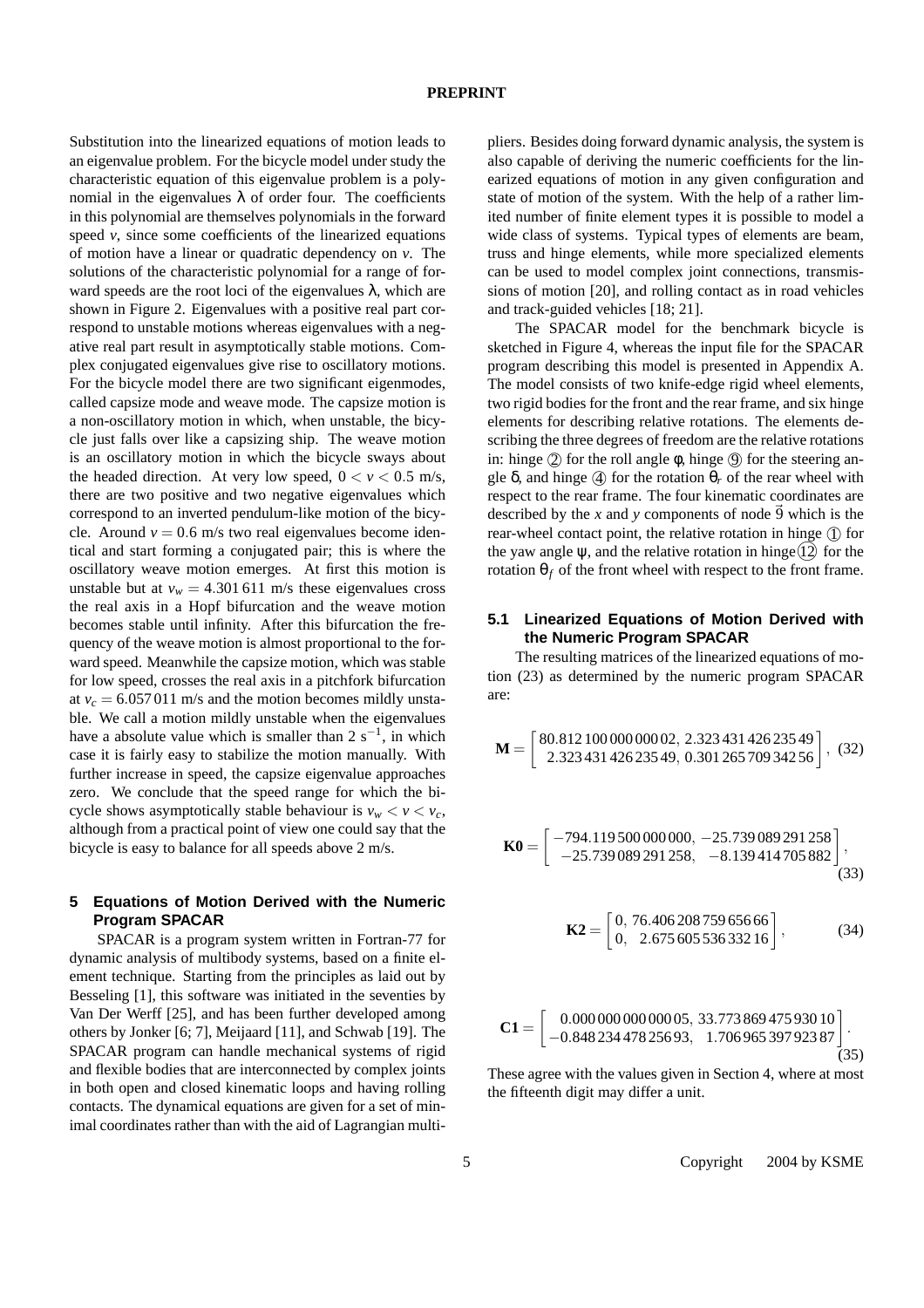Substitution into the linearized equations of motion leads to an eigenvalue problem. For the bicycle model under study the characteristic equation of this eigenvalue problem is a polynomial in the eigenvalues $\lambda$ of order four. The coefficients in this polynomial are themselves polynomials in the forward speed $v$, since some coefficients of the linearized equations of motion have a linear or quadratic dependency on $v$. The solutions of the characteristic polynomial for a range of forward speeds are the root loci of the eigenvalues $\lambda$, which are shown in Figure 2. Eigenvalues with a positive real part correspond to unstable motions whereas eigenvalues with a negative real part result in asymptotically stable motions. Complex conjugated eigenvalues give rise to oscillatory motions. For the bicycle model there are two significant eigenmodes, called capsize mode and weave mode. The capsize motion is a non-oscillatory motion in which, when unstable, the bicycle just falls over like a capsizing ship. The weave motion is an oscillatory motion in which the bicycle sways about the headed direction. At very low speed, $0 < v < 0.5$ m/s, there are two positive and two negative eigenvalues which correspond to an inverted pendulum-like motion of the bicycle. Around $v = 0.6$ m/s two real eigenvalues become identical and start forming a conjugated pair; this is where the oscillatory weave motion emerges. At first this motion is unstable but at $v_w = 4.301\,611$ m/s these eigenvalues cross the real axis in a Hopf bifurcation and the weave motion becomes stable until infinity. After this bifurcation the frequency of the weave motion is almost proportional to the forward speed. Meanwhile the capsize motion, which was stable for low speed, crosses the real axis in a pitchfork bifurcation at $v_c = 6.057\,011$ m/s and the motion becomes mildly unstable. We call a motion mildly unstable when the eigenvalues have a absolute value which is smaller than 2 $\mathrm{s}^{-1}$, in which case it is fairly easy to stabilize the motion manually. With further increase in speed, the capsize eigenvalue approaches zero. We conclude that the speed range for which the bicycle shows asymptotically stable behaviour is $v_w < v < v_c$, although from a practical point of view one could say that the bicycle is easy to balance for all speeds above 2 m/s.

## 5 Equations of Motion Derived with the Numeric Program SPACAR

SPACAR is a program system written in Fortran-77 for dynamic analysis of multibody systems, based on a finite element technique. Starting from the principles as laid out by Besseling [1], this software was initiated in the seventies by Van Der Werff [25], and has been further developed among others by Jonker [6; 7], Meijaard [11], and Schwab [19]. The SPACAR program can handle mechanical systems of rigid and flexible bodies that are interconnected by complex joints in both open and closed kinematic loops and having rolling contacts. The dynamical equations are given for a set of minimal coordinates rather than with the aid of Lagrangian multipliers. Besides doing forward dynamic analysis, the system is also capable of deriving the numeric coefficients for the linearized equations of motion in any given configuration and state of motion of the system. With the help of a rather limited number of finite element types it is possible to model a wide class of systems. Typical types of elements are beam, truss and hinge elements, while more specialized elements can be used to model complex joint connections, transmissions of motion [20], and rolling contact as in road vehicles and track-guided vehicles [18; 21].

The SPACAR model for the benchmark bicycle is sketched in Figure 4, whereas the input file for the SPACAR program describing this model is presented in Appendix A. The model consists of two knife-edge rigid wheel elements, two rigid bodies for the front and the rear frame, and six hinge elements for describing relative rotations. The elements describing the three degrees of freedom are the relative rotations in: hinge ② for the roll angle $\phi$, hinge ⑨ for the steering angle $\delta$, and hinge ④ for the rotation $\theta_r$ of the rear wheel with respect to the rear frame. The four kinematic coordinates are described by the $x$ and $y$ components of node $\vec{9}$ which is the rear-wheel contact point, the relative rotation in hinge ① for the yaw angle $\psi$, and the relative rotation in hinge ⑫ for the rotation $\theta_f$ of the front wheel with respect to the front frame.

### 5.1 Linearized Equations of Motion Derived with the Numeric Program SPACAR

The resulting matrices of the linearized equations of motion (23) as determined by the numeric program SPACAR are:

$$\mathbf{M} = \begin{bmatrix} 80.812\,100\,000\,000\,02, & 2.323\,431\,426\,235\,49 \\ 2.323\,431\,426\,235\,49, & 0.301\,265\,709\,342\,56 \end{bmatrix}, \quad (32)$$

$$\mathbf{K0} = \begin{bmatrix} -794.119\,500\,000\,000, & -25.739\,089\,291\,258 \\ -25.739\,089\,291\,258, & -8.139\,414\,705\,882 \end{bmatrix}, \quad (33)$$

$$\mathbf{K2} = \begin{bmatrix} 0, & 76.406\,208\,759\,656\,66 \\ 0, & 2.675\,605\,536\,332\,16 \end{bmatrix}, \quad (34)$$

$$\mathbf{C1} = \begin{bmatrix} 0.000\,000\,000\,000\,05, & 33.773\,869\,475\,930\,10 \\ -0.848\,234\,478\,256\,93, & 1.706\,965\,397\,923\,87 \end{bmatrix}. \quad (35)$$

These agree with the values given in Section 4, where at most the fifteenth digit may differ a unit.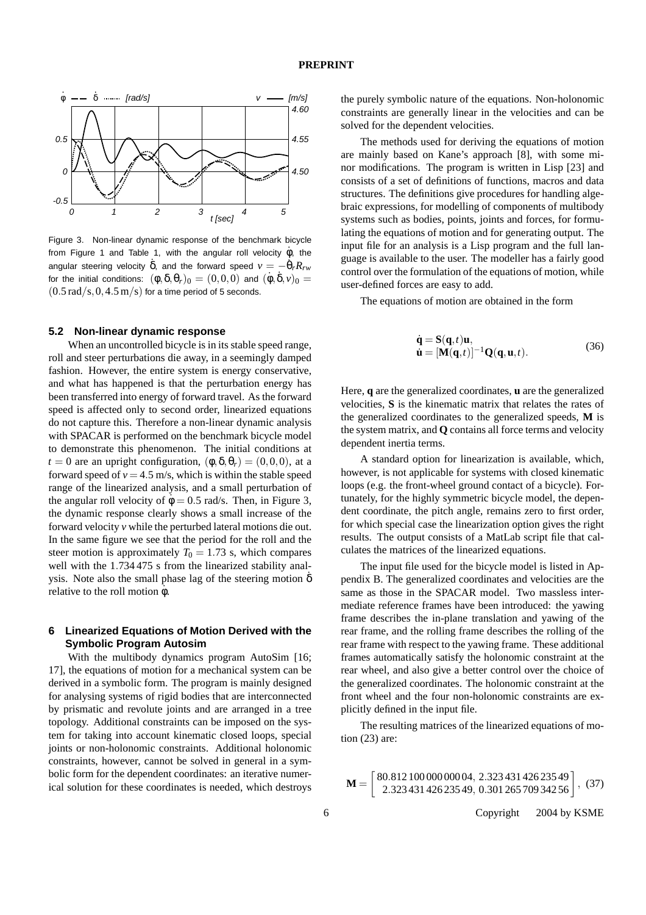Figure 3. Non-linear dynamic response of the benchmark bicycle from Figure 1 and Table 1, with the angular roll velocity $\dot{\phi}$, the angular steering velocity $\dot{\delta}$, and the forward speed $v = -\dot{\theta}_r R_{rw}$ for the initial conditions: $(\phi, \delta, \theta_r)_0 = (0, 0, 0)$ and $(\dot{\phi}, \dot{\delta}, v)_0 = (0.5\,\text{rad/s}, 0, 4.5\,\text{m/s})$ for a time period of 5 seconds.

### 5.2 Non-linear dynamic response

When an uncontrolled bicycle is in its stable speed range, roll and steer perturbations die away, in a seemingly damped fashion. However, the entire system is energy conservative, and what has happened is that the perturbation energy has been transferred into energy of forward travel. As the forward speed is affected only to second order, linearized equations do not capture this. Therefore a non-linear dynamic analysis with SPACAR is performed on the benchmark bicycle model to demonstrate this phenomenon. The initial conditions at $t = 0$ are an upright configuration, $(\phi, \delta, \theta_r) = (0, 0, 0)$, at a forward speed of $v = 4.5$ m/s, which is within the stable speed range of the linearized analysis, and a small perturbation of the angular roll velocity of $\dot{\phi} = 0.5$ rad/s. Then, in Figure 3, the dynamic response clearly shows a small increase of the forward velocity $v$ while the perturbed lateral motions die out. In the same figure we see that the period for the roll and the steer motion is approximately $T_0 = 1.73$ s, which compares well with the 1.734 475 s from the linearized stability analysis. Note also the small phase lag of the steering motion $\dot{\delta}$ relative to the roll motion $\dot{\phi}$.

## 6 Linearized Equations of Motion Derived with the Symbolic Program Autosim

With the multibody dynamics program AutoSim [16; 17], the equations of motion for a mechanical system can be derived in a symbolic form. The program is mainly designed for analysing systems of rigid bodies that are interconnected by prismatic and revolute joints and are arranged in a tree topology. Additional constraints can be imposed on the system for taking into account kinematic closed loops, special joints or non-holonomic constraints. Additional holonomic constraints, however, cannot be solved in general in a symbolic form for the dependent coordinates: an iterative numerical solution for these coordinates is needed, which destroys the purely symbolic nature of the equations. Non-holonomic constraints are generally linear in the velocities and can be solved for the dependent velocities.

The methods used for deriving the equations of motion are mainly based on Kane's approach [8], with some minor modifications. The program is written in Lisp [23] and consists of a set of definitions of functions, macros and data structures. The definitions give procedures for handling algebraic expressions, for modelling of components of multibody systems such as bodies, points, joints and forces, for formulating the equations of motion and for generating output. The input file for an analysis is a Lisp program and the full language is available to the user. The modeller has a fairly good control over the formulation of the equations of motion, while user-defined forces are easy to add.

The equations of motion are obtained in the form

$$
\begin{aligned}
\dot{\mathbf{q}} &= \mathbf{S}(\mathbf{q}, t)\mathbf{u}, \\
\dot{\mathbf{u}} &= [\mathbf{M}(\mathbf{q}, t)]^{-1}\mathbf{Q}(\mathbf{q}, \mathbf{u}, t).
\end{aligned}
\tag{36}
$$

Here, $\mathbf{q}$ are the generalized coordinates, $\mathbf{u}$ are the generalized velocities, $\mathbf{S}$ is the kinematic matrix that relates the rates of the generalized coordinates to the generalized speeds, $\mathbf{M}$ is the system matrix, and $\mathbf{Q}$ contains all force terms and velocity dependent inertia terms.

A standard option for linearization is available, which, however, is not applicable for systems with closed kinematic loops (e.g. the front-wheel ground contact of a bicycle). Fortunately, for the highly symmetric bicycle model, the dependent coordinate, the pitch angle, remains zero to first order, for which special case the linearization option gives the right results. The output consists of a MatLab script file that calculates the matrices of the linearized equations.

The input file used for the bicycle model is listed in Appendix B. The generalized coordinates and velocities are the same as those in the SPACAR model. Two massless intermediate reference frames have been introduced: the yawing frame describes the in-plane translation and yawing of the rear frame, and the rolling frame describes the rolling of the rear frame with respect to the yawing frame. These additional frames automatically satisfy the holonomic constraint at the rear wheel, and also give a better control over the choice of the generalized coordinates. The holonomic constraint at the front wheel and the four non-holonomic constraints are explicitly defined in the input file.

The resulting matrices of the linearized equations of motion (23) are:

$$
\mathbf{M} = \begin{bmatrix} 80.812\,100\,000\,000\,04, & 2.323\,431\,426\,235\,49 \\ 2.323\,431\,426\,235\,49, & 0.301\,265\,709\,342\,56 \end{bmatrix}, \tag{37}
$$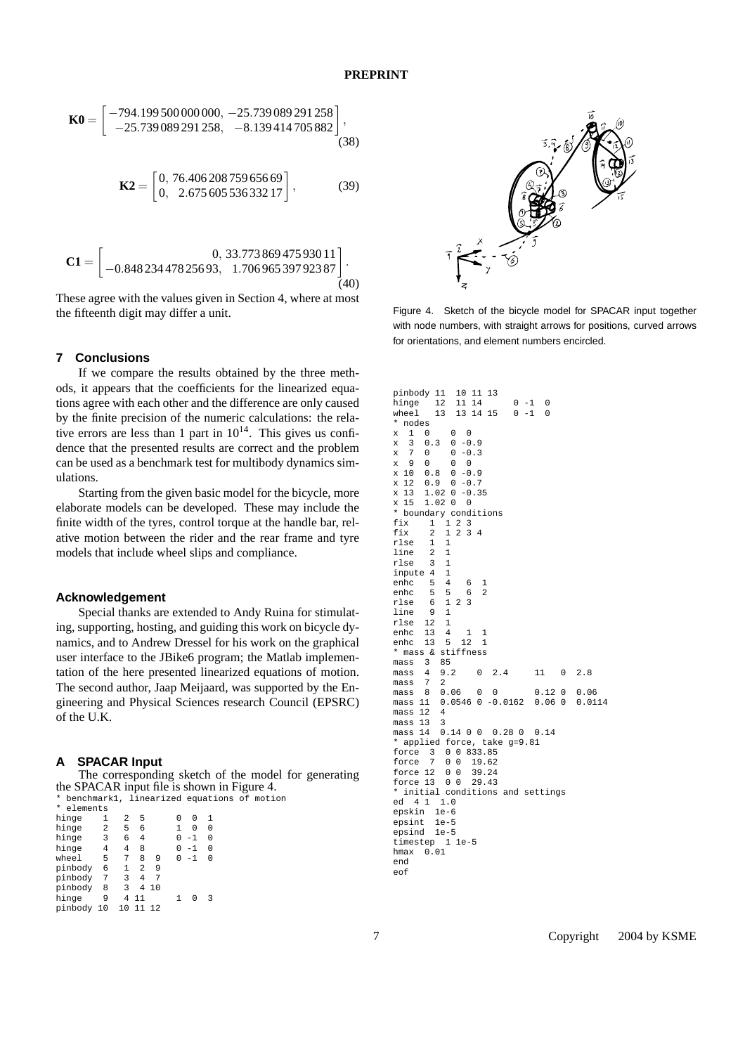$$\mathbf{K0} = \begin{bmatrix} -794.199\,500\,000\,000, & -25.739\,089\,291\,258 \\ -25.739\,089\,291\,258, & -8.139\,414\,705\,882 \end{bmatrix}, \tag{38}$$

$$\mathbf{K2} = \begin{bmatrix} 0, & 76.406\,208\,759\,656\,69 \\ 0, & 2.675\,605\,536\,332\,17 \end{bmatrix}, \tag{39}$$

$$\mathbf{C1} = \begin{bmatrix} 0, & 33.773\,869\,475\,930\,11 \\ -0.848\,234\,478\,256\,93, & 1.706\,965\,397\,923\,87 \end{bmatrix}. \tag{40}$$

These agree with the values given in Section 4, where at most the fifteenth digit may differ a unit.

## 7 Conclusions

If we compare the results obtained by the three methods, it appears that the coefficients for the linearized equations agree with each other and the difference are only caused by the finite precision of the numeric calculations: the relative errors are less than 1 part in $10^{14}$. This gives us confidence that the presented results are correct and the problem can be used as a benchmark test for multibody dynamics simulations.

Starting from the given basic model for the bicycle, more elaborate models can be developed. These may include the finite width of the tyres, control torque at the handle bar, relative motion between the rider and the rear frame and tyre models that include wheel slips and compliance.

### Acknowledgement

Special thanks are extended to Andy Ruina for stimulating, supporting, hosting, and guiding this work on bicycle dynamics, and to Andrew Dressel for his work on the graphical user interface to the JBike6 program; the Matlab implementation of the here presented linearized equations of motion. The second author, Jaap Meijaard, was supported by the Engineering and Physical Sciences research Council (EPSRC) of the U.K.

## A SPACAR Input

The corresponding sketch of the model for generating the SPACAR input file is shown in Figure 4.

```
* benchmark1, linearized equations of motion
* elements
hinge    1   2  5        0  0  1
hinge    2   5  6        1  0  0
hinge    3   6  4        0 -1  0
hinge    4   4  8        0 -1  0
wheel    5   7  8  9     0 -1  0
pinbody  6   1  2  9
pinbody  7   3  4  7
pinbody  8   3  4 10
hinge    9   4 11        1  0  3
pinbody 10  10 11 12
pinbody 11  10 11 13
hinge   12  11 14        0 -1  0
wheel   13  13 14 15     0 -1  0
* nodes
x  1  0     0  0
x  3  0.3   0 -0.9
x  7  0     0 -0.3
x  9  0     0  0
x 10  0.8   0 -0.9
x 12  0.9   0 -0.7
x 13  1.02 0 -0.35
x 15  1.02 0  0
* boundary conditions
fix    1  1 2 3
fix    2  1 2 3 4
rlse   1  1
line   2  1
rlse   3  1
inpute 4  1
enhc   5  4   6  1
enhc   5  5   6  2
rlse   6  1 2 3
line   9  1
rlse  12  1
enhc  13  4   1  1
enhc  13  5  12  1
* mass & stiffness
mass  3  85
mass  4  9.2    0  2.4     11   0  2.8
mass  7  2
mass  8  0.06   0  0        0.12 0  0.06
mass 11  0.0546 0 -0.0162  0.06 0  0.0114
mass 12  4
mass 13  3
mass 14  0.14 0 0  0.28 0  0.14
* applied force, take g=9.81
force  3  0 0 833.85
force  7  0 0  19.62
force 12  0 0  39.24
force 13  0 0  29.43
* initial conditions and settings
ed  4 1  1.0
epskin  1e-6
epsint  1e-5
epsind  1e-5
timestep  1 1e-5
hmax  0.01
end
eof
```

Figure 4. Sketch of the bicycle model for SPACAR input together with node numbers, with straight arrows for positions, curved arrows for orientations, and element numbers encircled.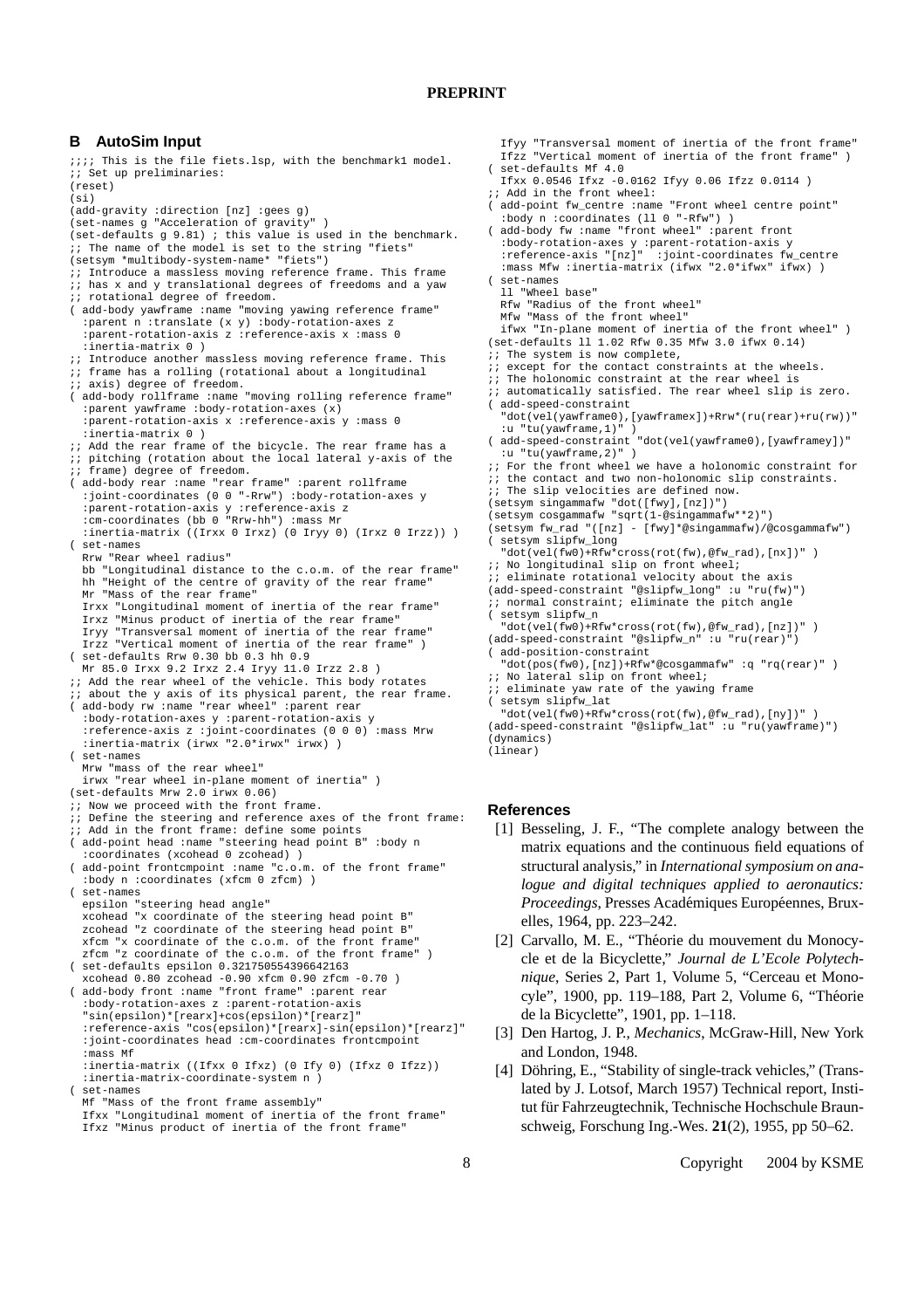## B AutoSim Input

```
;;;; This is the file fiets.lsp, with the benchmark1 model.
;; Set up preliminaries:
(reset)
(si)
(add-gravity :direction [nz] :gees g)
(set-names g "Acceleration of gravity" )
(set-defaults g 9.81) ; this value is used in the benchmark.
;; The name of the model is set to the string "fiets"
(setsym *multibody-system-name* "fiets")
;; Introduce a massless moving reference frame. This frame
;; has x and y translational degrees of freedoms and a yaw
;; rotational degree of freedom.
( add-body yawframe :name "moving yawing reference frame"
  :parent n :translate (x y) :body-rotation-axes z
  :parent-rotation-axis z :reference-axis x :mass 0
  :inertia-matrix 0 )
;; Introduce another massless moving reference frame. This
;; frame has a rolling (rotational about a longitudinal
;; axis) degree of freedom.
( add-body rollframe :name "moving rolling reference frame"
  :parent yawframe :body-rotation-axes (x)
  :parent-rotation-axis x :reference-axis y :mass 0
  :inertia-matrix 0 )
;; Add the rear frame of the bicycle. The rear frame has a
;; pitching (rotation about the local lateral y-axis of the
;; frame) degree of freedom.
( add-body rear :name "rear frame" :parent rollframe
  :joint-coordinates (0 0 "-Rrw") :body-rotation-axes y
  :parent-rotation-axis y :reference-axis z
  :cm-coordinates (bb 0 "Rrw-hh") :mass Mr
  :inertia-matrix ((Irxx 0 Irxz) (0 Iryy 0) (Irxz 0 Irzz)) )
( set-names
  Rrw "Rear wheel radius"
  bb "Longitudinal distance to the c.o.m. of the rear frame"
  hh "Height of the centre of gravity of the rear frame"
  Mr "Mass of the rear frame"
  Irxx "Longitudinal moment of inertia of the rear frame"
  Irxz "Minus product of inertia of the rear frame"
  Iryy "Transversal moment of inertia of the rear frame"
  Irzz "Vertical moment of inertia of the rear frame" )
( set-defaults Rrw 0.30 bb 0.3 hh 0.9
  Mr 85.0 Irxx 9.2 Irxz 2.4 Iryy 11.0 Irzz 2.8 )
;; Add the rear wheel of the vehicle. This body rotates
;; about the y axis of its physical parent, the rear frame.
( add-body rw :name "rear wheel" :parent rear
  :body-rotation-axes y :parent-rotation-axis y
  :reference-axis z :joint-coordinates (0 0 0) :mass Mrw
  :inertia-matrix (irwx "2.0*irwx" irwx) )
( set-names
  Mrw "mass of the rear wheel"
  irwx "rear wheel in-plane moment of inertia" )
(set-defaults Mrw 2.0 irwx 0.06)
;; Now we proceed with the front frame.
;; Define the steering and reference axes of the front frame:
;; Add in the front frame: define some points
( add-point head :name "steering head point B" :body n
  :coordinates (xcohead 0 zcohead) )
( add-point frontcmpoint :name "c.o.m. of the front frame"
  :body n :coordinates (xfcm 0 zfcm) )
( set-names
  epsilon "steering head angle"
  xcohead "x coordinate of the steering head point B"
  zcohead "z coordinate of the steering head point B"
  xfcm "x coordinate of the c.o.m. of the front frame"
  zfcm "z coordinate of the c.o.m. of the front frame" )
( set-defaults epsilon 0.321750554396642163
  xcohead 0.80 zcohead -0.90 xfcm 0.90 zfcm -0.70 )
( add-body front :name "front frame" :parent rear
  :body-rotation-axes z :parent-rotation-axis
  "sin(epsilon)*[rearx]+cos(epsilon)*[rearz]"
  :reference-axis "cos(epsilon)*[rearx]-sin(epsilon)*[rearz]"
  :joint-coordinates head :cm-coordinates frontcmpoint
  :mass Mf
  :inertia-matrix ((Ifxx 0 Ifxz) (0 Ify 0) (Ifxz 0 Ifzz))
  :inertia-matrix-coordinate-system n )
( set-names
  Mf "Mass of the front frame assembly"
  Ifxx "Longitudinal moment of inertia of the front frame"
  Ifxz "Minus product of inertia of the front frame"
  Ifyy "Transversal moment of inertia of the front frame"
  Ifzz "Vertical moment of inertia of the front frame" )
( set-defaults Mf 4.0
  Ifxx 0.0546 Ifxz -0.0162 Ifyy 0.06 Ifzz 0.0114 )
;; Add in the front wheel:
( add-point fw_centre :name "Front wheel centre point"
  :body n :coordinates (ll 0 "-Rfw") )
( add-body fw :name "front wheel" :parent front
  :body-rotation-axes y :parent-rotation-axis y
  :reference-axis "[nz]"  :joint-coordinates fw_centre
  :mass Mfw :inertia-matrix (ifwx "2.0*ifwx" ifwx) )
( set-names
  ll "Wheel base"
  Rfw "Radius of the front wheel"
  Mfw "Mass of the front wheel"
  ifwx "In-plane moment of inertia of the front wheel" )
(set-defaults ll 1.02 Rfw 0.35 Mfw 3.0 ifwx 0.14)
;; The system is now complete,
;; except for the contact constraints at the wheels.
;; The holonomic constraint at the rear wheel is
;; automatically satisfied. The rear wheel slip is zero.
( add-speed-constraint
  "dot(vel(yawframe0),[yawframex])+Rrw*(ru(rear)+ru(rw))"
  :u "tu(yawframe,1)" )
( add-speed-constraint "dot(vel(yawframe0),[yawframey])"
  :u "tu(yawframe,2)" )
;; For the front wheel we have a holonomic constraint for
;; the contact and two non-holonomic slip constraints.
;; The slip velocities are defined now.
(setsym singammafw "dot([fwy],[nz])")
(setsym cosgammafw "sqrt(1-@singammafw**2)")
(setsym fw_rad "([nz] - [fwy]*@singammafw)/@cosgammafw")
( setsym slipfw_long
  "dot(vel(fw0)+Rfw*cross(rot(fw),@fw_rad),[nx])" )
;; No longitudinal slip on front wheel;
;; eliminate rotational velocity about the axis
(add-speed-constraint "@slipfw_long" :u "ru(fw)")
;; normal constraint; eliminate the pitch angle
( setsym slipfw_n
  "dot(vel(fw0)+Rfw*cross(rot(fw),@fw_rad),[nz])" )
(add-speed-constraint "@slipfw_n" :u "ru(rear)")
( add-position-constraint
  "dot(pos(fw0),[nz])+Rfw*@cosgammafw" :q "rq(rear)" )
;; No lateral slip on front wheel;
;; eliminate yaw rate of the yawing frame
( setsym slipfw_lat
  "dot(vel(fw0)+Rfw*cross(rot(fw),@fw_rad),[ny])" )
(add-speed-constraint "@slipfw_lat" :u "ru(yawframe)")
(dynamics)
(linear)
```

## References

[1] Besseling, J. F., "The complete analogy between the matrix equations and the continuous field equations of structural analysis," in *International symposium on analogue and digital techniques applied to aeronautics: Proceedings*, Presses Académiques Européennes, Bruxelles, 1964, pp. 223–242.

[2] Carvallo, M. E., "Théorie du mouvement du Monocycle et de la Bicyclette," *Journal de L'Ecole Polytechnique*, Series 2, Part 1, Volume 5, "Cerceau et Monocyle", 1900, pp. 119–188, Part 2, Volume 6, "Théorie de la Bicyclette", 1901, pp. 1–118.

[3] Den Hartog, J. P., *Mechanics*, McGraw-Hill, New York and London, 1948.

[4] Döhring, E., "Stability of single-track vehicles," (Translated by J. Lotsof, March 1957) Technical report, Institut für Fahrzeugtechnik, Technische Hochschule Braunschweig, Forschung Ing.-Wes. **21**(2), 1955, pp 50–62.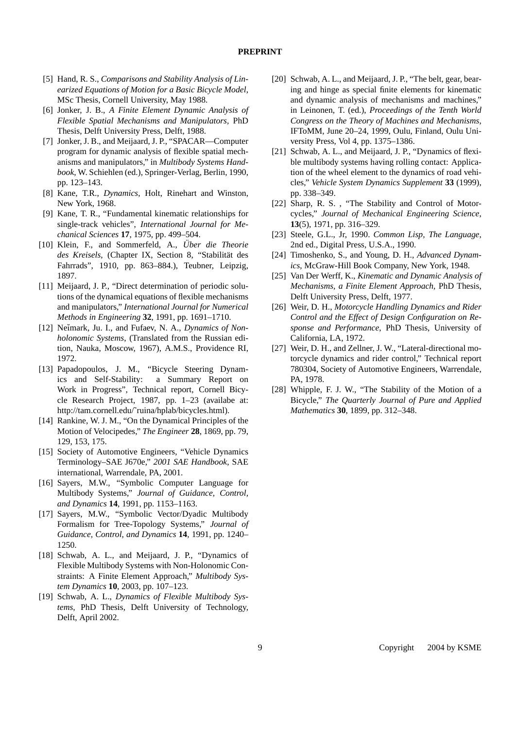[5] Hand, R. S., *Comparisons and Stability Analysis of Linearized Equations of Motion for a Basic Bicycle Model*, MSc Thesis, Cornell University, May 1988.

[6] Jonker, J. B., *A Finite Element Dynamic Analysis of Flexible Spatial Mechanisms and Manipulators*, PhD Thesis, Delft University Press, Delft, 1988.

[7] Jonker, J. B., and Meijaard, J. P., "SPACAR—Computer program for dynamic analysis of flexible spatial mechanisms and manipulators," in *Multibody Systems Handbook*, W. Schiehlen (ed.), Springer-Verlag, Berlin, 1990, pp. 123–143.

[8] Kane, T.R., *Dynamics*, Holt, Rinehart and Winston, New York, 1968.

[9] Kane, T. R., "Fundamental kinematic relationships for single-track vehicles", *International Journal for Mechanical Sciences* **17**, 1975, pp. 499–504.

[10] Klein, F., and Sommerfeld, A., *Über die Theorie des Kreisels*, (Chapter IX, Section 8, "Stabilität des Fahrrads", 1910, pp. 863–884.), Teubner, Leipzig, 1897.

[11] Meijaard, J. P., "Direct determination of periodic solutions of the dynamical equations of flexible mechanisms and manipulators," *International Journal for Numerical Methods in Engineering* **32**, 1991, pp. 1691–1710.

[12] Neĭmark, Ju. I., and Fufaev, N. A., *Dynamics of Nonholonomic Systems*, (Translated from the Russian edition, Nauka, Moscow, 1967), A.M.S., Providence RI, 1972.

[13] Papadopoulos, J. M., "Bicycle Steering Dynamics and Self-Stability: a Summary Report on Work in Progress", Technical report, Cornell Bicycle Research Project, 1987, pp. 1–23 (availabe at: http://tam.cornell.edu/˜ruina/hplab/bicycles.html).

[14] Rankine, W. J. M., "On the Dynamical Principles of the Motion of Velocipedes," *The Engineer* **28**, 1869, pp. 79, 129, 153, 175.

[15] Society of Automotive Engineers, "Vehicle Dynamics Terminology–SAE J670e," *2001 SAE Handbook*, SAE international, Warrendale, PA, 2001.

[16] Sayers, M.W., "Symbolic Computer Language for Multibody Systems," *Journal of Guidance, Control, and Dynamics* **14**, 1991, pp. 1153–1163.

[17] Sayers, M.W., "Symbolic Vector/Dyadic Multibody Formalism for Tree-Topology Systems," *Journal of Guidance, Control, and Dynamics* **14**, 1991, pp. 1240–1250.

[18] Schwab, A. L., and Meijaard, J. P., "Dynamics of Flexible Multibody Systems with Non-Holonomic Constraints: A Finite Element Approach," *Multibody System Dynamics* **10**, 2003, pp. 107–123.

[19] Schwab, A. L., *Dynamics of Flexible Multibody Systems*, PhD Thesis, Delft University of Technology, Delft, April 2002.

[20] Schwab, A. L., and Meijaard, J. P., "The belt, gear, bearing and hinge as special finite elements for kinematic and dynamic analysis of mechanisms and machines," in Leinonen, T. (ed.), *Proceedings of the Tenth World Congress on the Theory of Machines and Mechanisms*, IFToMM, June 20–24, 1999, Oulu, Finland, Oulu University Press, Vol 4, pp. 1375–1386.

[21] Schwab, A. L., and Meijaard, J. P., "Dynamics of flexible multibody systems having rolling contact: Application of the wheel element to the dynamics of road vehicles," *Vehicle System Dynamics Supplement* **33** (1999), pp. 338–349.

[22] Sharp, R. S. , "The Stability and Control of Motorcycles," *Journal of Mechanical Engineering Science*, **13**(5), 1971, pp. 316–329.

[23] Steele, G.L., Jr, 1990. *Common Lisp, The Language*, 2nd ed., Digital Press, U.S.A., 1990.

[24] Timoshenko, S., and Young, D. H., *Advanced Dynamics*, McGraw-Hill Book Company, New York, 1948.

[25] Van Der Werff, K., *Kinematic and Dynamic Analysis of Mechanisms, a Finite Element Approach*, PhD Thesis, Delft University Press, Delft, 1977.

[26] Weir, D. H., *Motorcycle Handling Dynamics and Rider Control and the Effect of Design Configuration on Response and Performance*, PhD Thesis, University of California, LA, 1972.

[27] Weir, D. H., and Zellner, J. W., "Lateral-directional motorcycle dynamics and rider control," Technical report 780304, Society of Automotive Engineers, Warrendale, PA, 1978.

[28] Whipple, F. J. W., "The Stability of the Motion of a Bicycle," *The Quarterly Journal of Pure and Applied Mathematics* **30**, 1899, pp. 312–348.